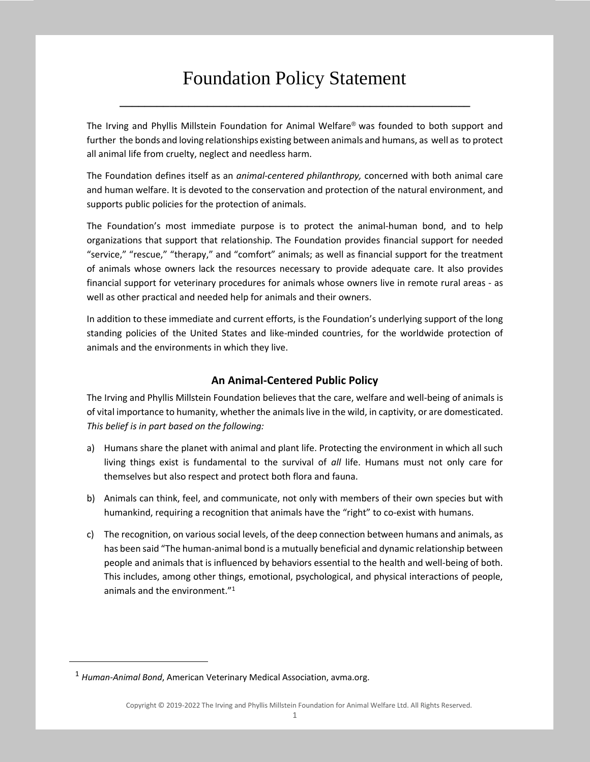# Foundation Policy Statement

The Irving and Phyllis Millstein Foundation for Animal Welfare® was founded to both support and further the bonds and loving relationships existing between animals and humans, as well as to protect all animal life from cruelty, neglect and needless harm.

The Foundation defines itself as an *animal-centered philanthropy,* concerned with both animal care and human welfare. It is devoted to the conservation and protection of the natural environment, and supports public policies for the protection of animals.

The Foundation's most immediate purpose is to protect the animal-human bond, and to help organizations that support that relationship. The Foundation provides financial support for needed "service," "rescue," "therapy," and "comfort" animals; as well as financial support for the treatment of animals whose owners lack the resources necessary to provide adequate care. It also provides financial support for veterinary procedures for animals whose owners live in remote rural areas - as well as other practical and needed help for animals and their owners.

In addition to these immediate and current efforts, is the Foundation's underlying support of the long standing policies of the United States and like-minded countries, for the worldwide protection of animals and the environments in which they live.

## An Animal-Centered Public Policy

The Irving and Phyllis Millstein Foundation believes that the care, welfare and well-being of animals is of vital importance to humanity, whether the animals live in the wild, in captivity, or are domesticated. *This belief is in part based on the following:*

a) Humans share the planet with animal and plant life. Protecting the environment in which all such living things exist is fundamental to the survival of *all* life. Humans must not only care for themselves but also respect and protect both flora and fauna.

b) Animals can think, feel, and communicate, not only with members of their own species but with humankind, requiring a recognition that animals have the "right" to co-exist with humans.

c) The recognition, on various social levels, of the deep connection between humans and animals, as has been said "The human-animal bond is a mutually beneficial and dynamic relationship between people and animals that is influenced by behaviors essential to the health and well-being of both. This includes, among other things, emotional, psychological, and physical interactions of people, animals and the environment."[1]

[1] *Human-Animal Bond*, American Veterinary Medical Association, avma.org.

Copyright © 2019-2022 The Irving and Phyllis Millstein Foundation for Animal Welfare Ltd. All Rights Reserved.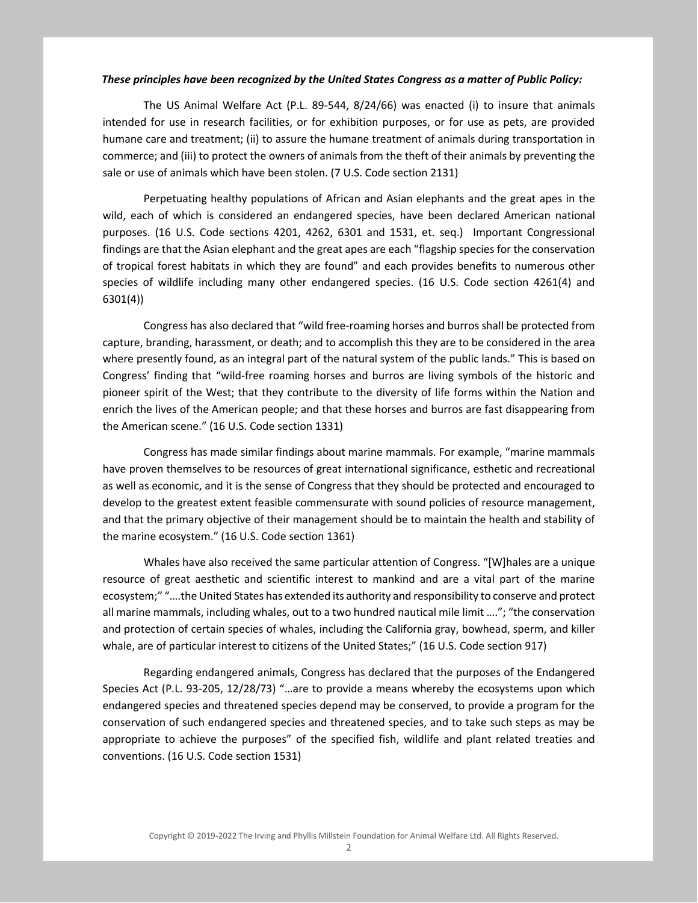***These principles have been recognized by the United States Congress as a matter of Public Policy:***

The US Animal Welfare Act (P.L. 89-544, 8/24/66) was enacted (i) to insure that animals intended for use in research facilities, or for exhibition purposes, or for use as pets, are provided humane care and treatment; (ii) to assure the humane treatment of animals during transportation in commerce; and (iii) to protect the owners of animals from the theft of their animals by preventing the sale or use of animals which have been stolen. (7 U.S. Code section 2131)

Perpetuating healthy populations of African and Asian elephants and the great apes in the wild, each of which is considered an endangered species, have been declared American national purposes. (16 U.S. Code sections 4201, 4262, 6301 and 1531, et. seq.) Important Congressional findings are that the Asian elephant and the great apes are each "flagship species for the conservation of tropical forest habitats in which they are found" and each provides benefits to numerous other species of wildlife including many other endangered species. (16 U.S. Code section 4261(4) and 6301(4))

Congress has also declared that "wild free-roaming horses and burros shall be protected from capture, branding, harassment, or death; and to accomplish this they are to be considered in the area where presently found, as an integral part of the natural system of the public lands." This is based on Congress' finding that "wild-free roaming horses and burros are living symbols of the historic and pioneer spirit of the West; that they contribute to the diversity of life forms within the Nation and enrich the lives of the American people; and that these horses and burros are fast disappearing from the American scene." (16 U.S. Code section 1331)

Congress has made similar findings about marine mammals. For example, "marine mammals have proven themselves to be resources of great international significance, esthetic and recreational as well as economic, and it is the sense of Congress that they should be protected and encouraged to develop to the greatest extent feasible commensurate with sound policies of resource management, and that the primary objective of their management should be to maintain the health and stability of the marine ecosystem." (16 U.S. Code section 1361)

Whales have also received the same particular attention of Congress. "[W]hales are a unique resource of great aesthetic and scientific interest to mankind and are a vital part of the marine ecosystem;" "….the United States has extended its authority and responsibility to conserve and protect all marine mammals, including whales, out to a two hundred nautical mile limit …."; "the conservation and protection of certain species of whales, including the California gray, bowhead, sperm, and killer whale, are of particular interest to citizens of the United States;" (16 U.S. Code section 917)

Regarding endangered animals, Congress has declared that the purposes of the Endangered Species Act (P.L. 93-205, 12/28/73) "…are to provide a means whereby the ecosystems upon which endangered species and threatened species depend may be conserved, to provide a program for the conservation of such endangered species and threatened species, and to take such steps as may be appropriate to achieve the purposes" of the specified fish, wildlife and plant related treaties and conventions. (16 U.S. Code section 1531)

Copyright © 2019-2022 The Irving and Phyllis Millstein Foundation for Animal Welfare Ltd. All Rights Reserved.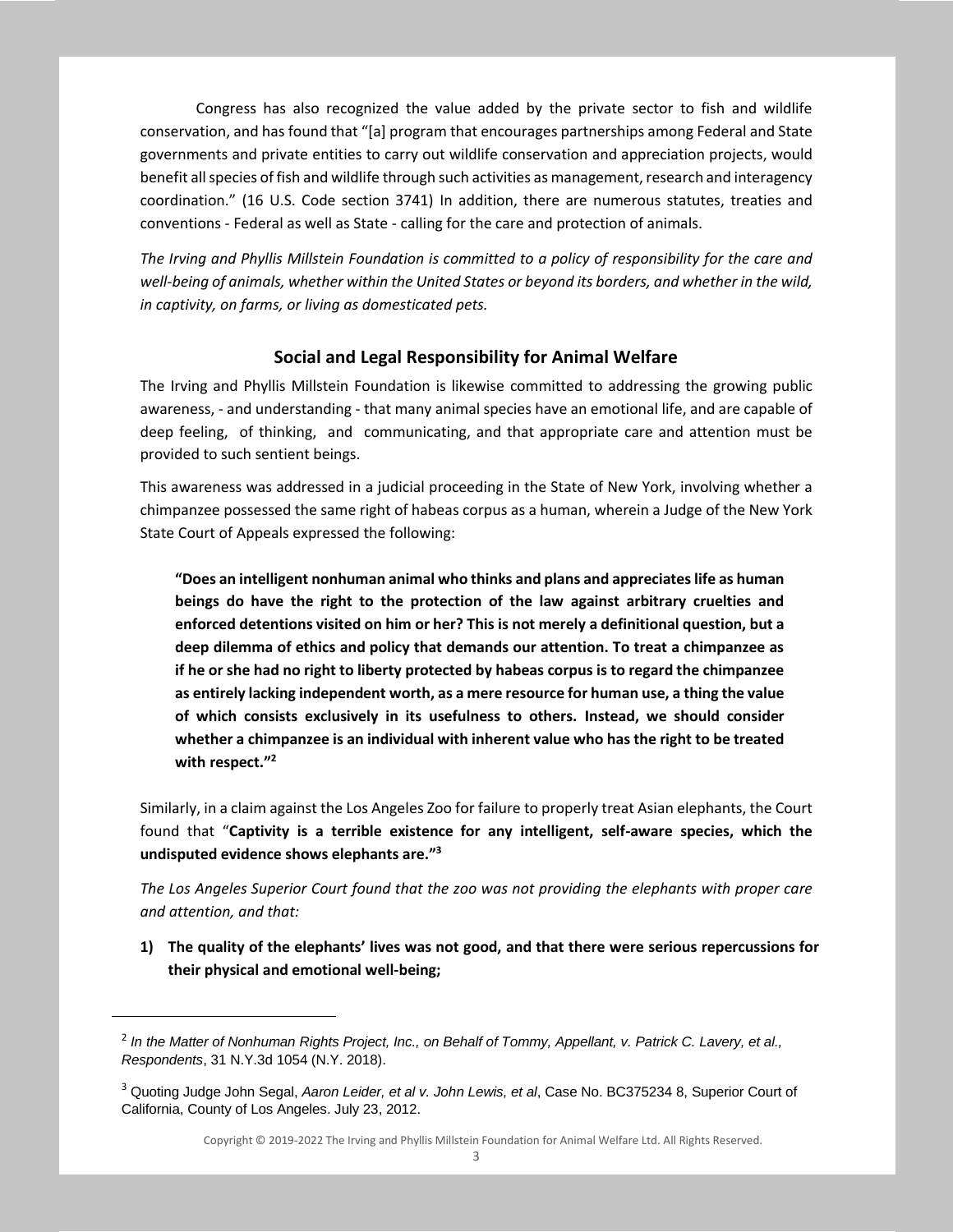Congress has also recognized the value added by the private sector to fish and wildlife conservation, and has found that "[a] program that encourages partnerships among Federal and State governments and private entities to carry out wildlife conservation and appreciation projects, would benefit all species of fish and wildlife through such activities as management, research and interagency coordination." (16 U.S. Code section 3741) In addition, there are numerous statutes, treaties and conventions - Federal as well as State - calling for the care and protection of animals.

*The Irving and Phyllis Millstein Foundation is committed to a policy of responsibility for the care and well-being of animals, whether within the United States or beyond its borders, and whether in the wild, in captivity, on farms, or living as domesticated pets.*

## Social and Legal Responsibility for Animal Welfare

The Irving and Phyllis Millstein Foundation is likewise committed to addressing the growing public awareness, - and understanding - that many animal species have an emotional life, and are capable of deep feeling, of thinking, and communicating, and that appropriate care and attention must be provided to such sentient beings.

This awareness was addressed in a judicial proceeding in the State of New York, involving whether a chimpanzee possessed the same right of habeas corpus as a human, wherein a Judge of the New York State Court of Appeals expressed the following:

> **"Does an intelligent nonhuman animal who thinks and plans and appreciates life as human beings do have the right to the protection of the law against arbitrary cruelties and enforced detentions visited on him or her? This is not merely a definitional question, but a deep dilemma of ethics and policy that demands our attention. To treat a chimpanzee as if he or she had no right to liberty protected by habeas corpus is to regard the chimpanzee as entirely lacking independent worth, as a mere resource for human use, a thing the value of which consists exclusively in its usefulness to others. Instead, we should consider whether a chimpanzee is an individual with inherent value who has the right to be treated with respect."[2]**

Similarly, in a claim against the Los Angeles Zoo for failure to properly treat Asian elephants, the Court found that "**Captivity is a terrible existence for any intelligent, self-aware species, which the undisputed evidence shows elephants are."[3]**

*The Los Angeles Superior Court found that the zoo was not providing the elephants with proper care and attention, and that:*

1) **The quality of the elephants' lives was not good, and that there were serious repercussions for their physical and emotional well-being;**

---

[2] *In the Matter of Nonhuman Rights Project, Inc., on Behalf of Tommy, Appellant, v. Patrick C. Lavery, et al., Respondents*, 31 N.Y.3d 1054 (N.Y. 2018).

[3] Quoting Judge John Segal, *Aaron Leider, et al v. John Lewis, et al*, Case No. BC375234 8, Superior Court of California, County of Los Angeles. July 23, 2012.

Copyright © 2019-2022 The Irving and Phyllis Millstein Foundation for Animal Welfare Ltd. All Rights Reserved.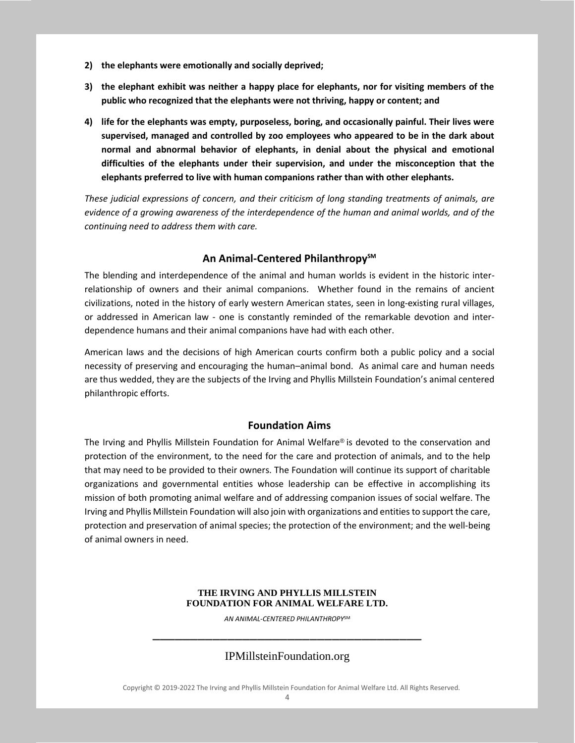2) **the elephants were emotionally and socially deprived;**

3) **the elephant exhibit was neither a happy place for elephants, nor for visiting members of the public who recognized that the elephants were not thriving, happy or content; and**

4) **life for the elephants was empty, purposeless, boring, and occasionally painful. Their lives were supervised, managed and controlled by zoo employees who appeared to be in the dark about normal and abnormal behavior of elephants, in denial about the physical and emotional difficulties of the elephants under their supervision, and under the misconception that the elephants preferred to live with human companions rather than with other elephants.**

*These judicial expressions of concern, and their criticism of long standing treatments of animals, are evidence of a growing awareness of the interdependence of the human and animal worlds, and of the continuing need to address them with care.*

## An Animal-Centered Philanthropy℠

The blending and interdependence of the animal and human worlds is evident in the historic inter-relationship of owners and their animal companions. Whether found in the remains of ancient civilizations, noted in the history of early western American states, seen in long-existing rural villages, or addressed in American law - one is constantly reminded of the remarkable devotion and inter-dependence humans and their animal companions have had with each other.

American laws and the decisions of high American courts confirm both a public policy and a social necessity of preserving and encouraging the human–animal bond. As animal care and human needs are thus wedded, they are the subjects of the Irving and Phyllis Millstein Foundation's animal centered philanthropic efforts.

## Foundation Aims

The Irving and Phyllis Millstein Foundation for Animal Welfare® is devoted to the conservation and protection of the environment, to the need for the care and protection of animals, and to the help that may need to be provided to their owners. The Foundation will continue its support of charitable organizations and governmental entities whose leadership can be effective in accomplishing its mission of both promoting animal welfare and of addressing companion issues of social welfare. The Irving and Phyllis Millstein Foundation will also join with organizations and entities to support the care, protection and preservation of animal species; the protection of the environment; and the well-being of animal owners in need.

**THE IRVING AND PHYLLIS MILLSTEIN FOUNDATION FOR ANIMAL WELFARE LTD.**

*AN ANIMAL-CENTERED PHILANTHROPY℠*

---

IPMillsteinFoundation.org

Copyright © 2019-2022 The Irving and Phyllis Millstein Foundation for Animal Welfare Ltd. All Rights Reserved.